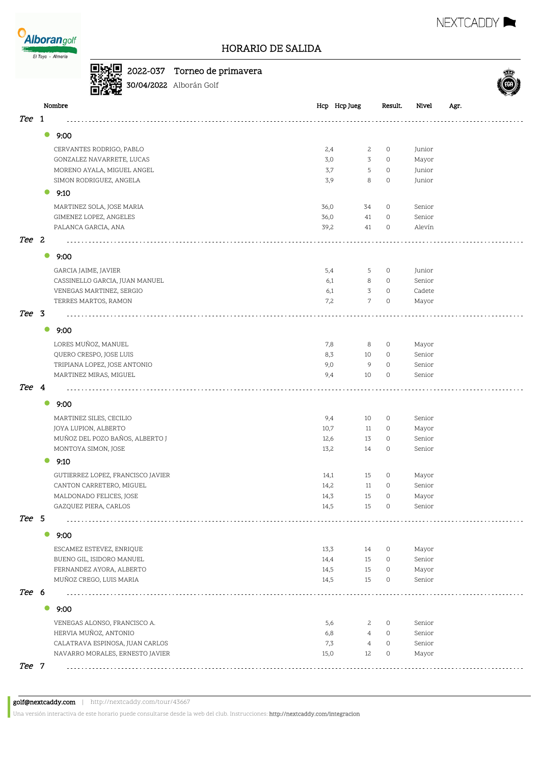# HORARIO DE SALIDA

**2022-037** Torneo de primavera

**30/04/2022** Alborán Golf

| Nombre | Hcp | Hcp Jueg | Result. | Nivel | Agr. |
|---|---|---|---|---|---|
| ***Tee 1*** | | | | | |
| **9:00** | | | | | |
| CERVANTES RODRIGO, PABLO | 2,4 | 2 | 0 | Junior | |
| GONZALEZ NAVARRETE, LUCAS | 3,0 | 3 | 0 | Mayor | |
| MORENO AYALA, MIGUEL ANGEL | 3,7 | 5 | 0 | Junior | |
| SIMON RODRIGUEZ, ANGELA | 3,9 | 8 | 0 | Junior | |
| **9:10** | | | | | |
| MARTINEZ SOLA, JOSE MARIA | 36,0 | 34 | 0 | Senior | |
| GIMENEZ LOPEZ, ANGELES | 36,0 | 41 | 0 | Senior | |
| PALANCA GARCIA, ANA | 39,2 | 41 | 0 | Alevín | |
| ***Tee 2*** | | | | | |
| **9:00** | | | | | |
| GARCIA JAIME, JAVIER | 5,4 | 5 | 0 | Junior | |
| CASSINELLO GARCIA, JUAN MANUEL | 6,1 | 8 | 0 | Senior | |
| VENEGAS MARTINEZ, SERGIO | 6,1 | 3 | 0 | Cadete | |
| TERRES MARTOS, RAMON | 7,2 | 7 | 0 | Mayor | |
| ***Tee 3*** | | | | | |
| **9:00** | | | | | |
| LORES MUÑOZ, MANUEL | 7,8 | 8 | 0 | Mayor | |
| QUERO CRESPO, JOSE LUIS | 8,3 | 10 | 0 | Senior | |
| TRIPIANA LOPEZ, JOSE ANTONIO | 9,0 | 9 | 0 | Senior | |
| MARTINEZ MIRAS, MIGUEL | 9,4 | 10 | 0 | Senior | |
| ***Tee 4*** | | | | | |
| **9:00** | | | | | |
| MARTINEZ SILES, CECILIO | 9,4 | 10 | 0 | Senior | |
| JOYA LUPION, ALBERTO | 10,7 | 11 | 0 | Mayor | |
| MUÑOZ DEL POZO BAÑOS, ALBERTO J | 12,6 | 13 | 0 | Senior | |
| MONTOYA SIMON, JOSE | 13,2 | 14 | 0 | Senior | |
| **9:10** | | | | | |
| GUTIERREZ LOPEZ, FRANCISCO JAVIER | 14,1 | 15 | 0 | Mayor | |
| CANTON CARRETERO, MIGUEL | 14,2 | 11 | 0 | Senior | |
| MALDONADO FELICES, JOSE | 14,3 | 15 | 0 | Mayor | |
| GAZQUEZ PIERA, CARLOS | 14,5 | 15 | 0 | Senior | |
| ***Tee 5*** | | | | | |
| **9:00** | | | | | |
| ESCAMEZ ESTEVEZ, ENRIQUE | 13,3 | 14 | 0 | Mayor | |
| BUENO GIL, ISIDORO MANUEL | 14,4 | 15 | 0 | Senior | |
| FERNANDEZ AYORA, ALBERTO | 14,5 | 15 | 0 | Mayor | |
| MUÑOZ CREGO, LUIS MARIA | 14,5 | 15 | 0 | Senior | |
| ***Tee 6*** | | | | | |
| **9:00** | | | | | |
| VENEGAS ALONSO, FRANCISCO A. | 5,6 | 2 | 0 | Senior | |
| HERVIA MUÑOZ, ANTONIO | 6,8 | 4 | 0 | Senior | |
| CALATRAVA ESPINOSA, JUAN CARLOS | 7,3 | 4 | 0 | Senior | |
| NAVARRO MORALES, ERNESTO JAVIER | 15,0 | 12 | 0 | Mayor | |
| ***Tee 7*** | | | | | |

**golf@nextcaddy.com** | http://nextcaddy.com/tour/43667

Una versión interactiva de este horario puede consultarse desde la web del club. Instrucciones: **http://nextcaddy.com/integracion**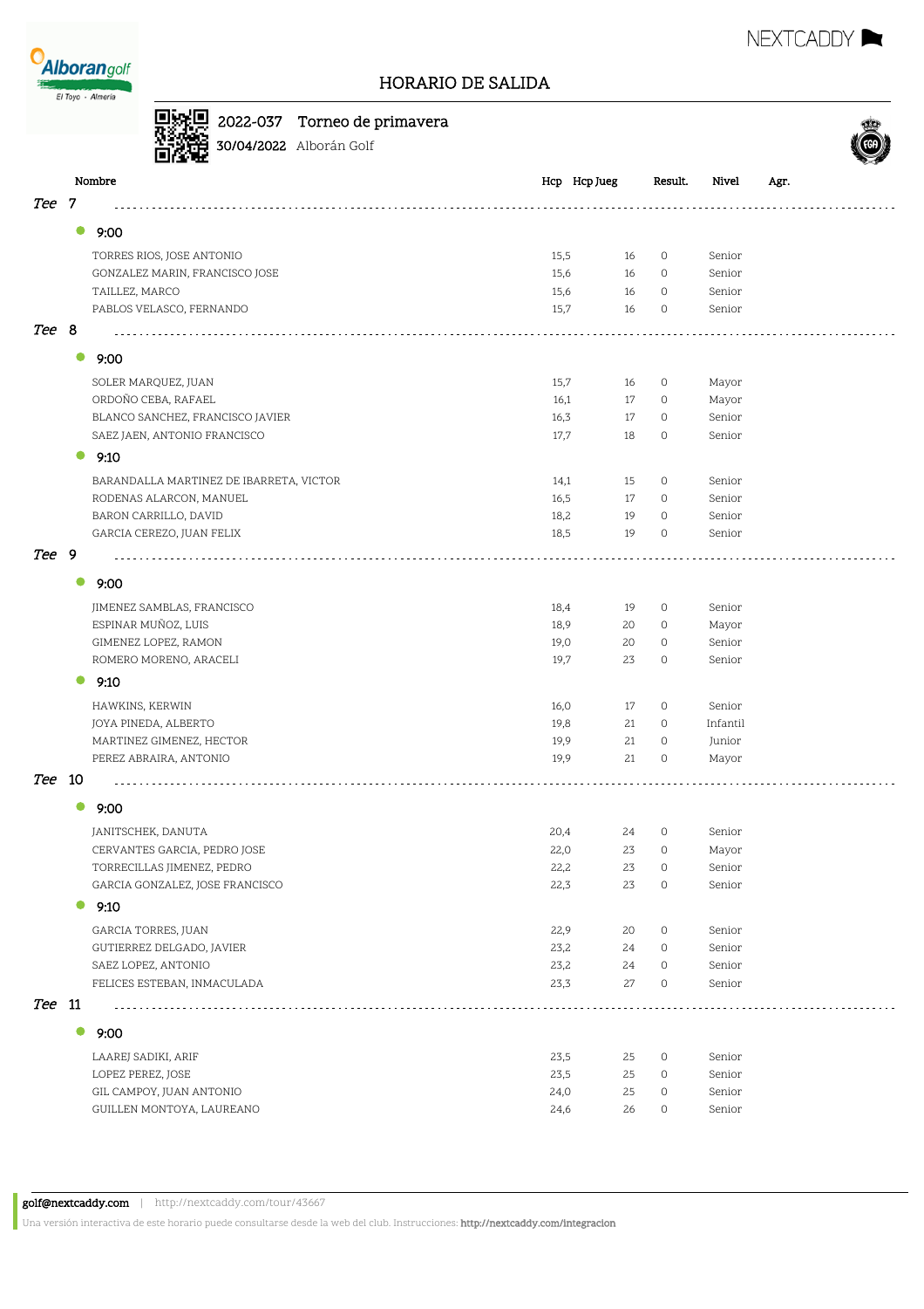# HORARIO DE SALIDA

**2022-037** Torneo de primavera
**30/04/2022** Alborán Golf

| Nombre | Hcp | Hcp Jueg | Result. | Nivel | Agr. |
|---|---|---|---|---|---|
| ***Tee 7*** | | | | | |
| **9:00** | | | | | |
| TORRES RIOS, JOSE ANTONIO | 15,5 | 16 | 0 | Senior | |
| GONZALEZ MARIN, FRANCISCO JOSE | 15,6 | 16 | 0 | Senior | |
| TAILLEZ, MARCO | 15,6 | 16 | 0 | Senior | |
| PABLOS VELASCO, FERNANDO | 15,7 | 16 | 0 | Senior | |
| ***Tee 8*** | | | | | |
| **9:00** | | | | | |
| SOLER MARQUEZ, JUAN | 15,7 | 16 | 0 | Mayor | |
| ORDOÑO CEBA, RAFAEL | 16,1 | 17 | 0 | Mayor | |
| BLANCO SANCHEZ, FRANCISCO JAVIER | 16,3 | 17 | 0 | Senior | |
| SAEZ JAEN, ANTONIO FRANCISCO | 17,7 | 18 | 0 | Senior | |
| **9:10** | | | | | |
| BARANDALLA MARTINEZ DE IBARRETA, VICTOR | 14,1 | 15 | 0 | Senior | |
| RODENAS ALARCON, MANUEL | 16,5 | 17 | 0 | Senior | |
| BARON CARRILLO, DAVID | 18,2 | 19 | 0 | Senior | |
| GARCIA CEREZO, JUAN FELIX | 18,5 | 19 | 0 | Senior | |
| ***Tee 9*** | | | | | |
| **9:00** | | | | | |
| JIMENEZ SAMBLAS, FRANCISCO | 18,4 | 19 | 0 | Senior | |
| ESPINAR MUÑOZ, LUIS | 18,9 | 20 | 0 | Mayor | |
| GIMENEZ LOPEZ, RAMON | 19,0 | 20 | 0 | Senior | |
| ROMERO MORENO, ARACELI | 19,7 | 23 | 0 | Senior | |
| **9:10** | | | | | |
| HAWKINS, KERWIN | 16,0 | 17 | 0 | Senior | |
| JOYA PINEDA, ALBERTO | 19,8 | 21 | 0 | Infantil | |
| MARTINEZ GIMENEZ, HECTOR | 19,9 | 21 | 0 | Junior | |
| PEREZ ABRAIRA, ANTONIO | 19,9 | 21 | 0 | Mayor | |
| ***Tee 10*** | | | | | |
| **9:00** | | | | | |
| JANITSCHEK, DANUTA | 20,4 | 24 | 0 | Senior | |
| CERVANTES GARCIA, PEDRO JOSE | 22,0 | 23 | 0 | Mayor | |
| TORRECILLAS JIMENEZ, PEDRO | 22,2 | 23 | 0 | Senior | |
| GARCIA GONZALEZ, JOSE FRANCISCO | 22,3 | 23 | 0 | Senior | |
| **9:10** | | | | | |
| GARCIA TORRES, JUAN | 22,9 | 20 | 0 | Senior | |
| GUTIERREZ DELGADO, JAVIER | 23,2 | 24 | 0 | Senior | |
| SAEZ LOPEZ, ANTONIO | 23,2 | 24 | 0 | Senior | |
| FELICES ESTEBAN, INMACULADA | 23,3 | 27 | 0 | Senior | |
| ***Tee 11*** | | | | | |
| **9:00** | | | | | |
| LAAREJ SADIKI, ARIF | 23,5 | 25 | 0 | Senior | |
| LOPEZ PEREZ, JOSE | 23,5 | 25 | 0 | Senior | |
| GIL CAMPOY, JUAN ANTONIO | 24,0 | 25 | 0 | Senior | |
| GUILLEN MONTOYA, LAUREANO | 24,6 | 26 | 0 | Senior | |

**golf@nextcaddy.com** | http://nextcaddy.com/tour/43667

Una versión interactiva de este horario puede consultarse desde la web del club. Instrucciones: **http://nextcaddy.com/integracion**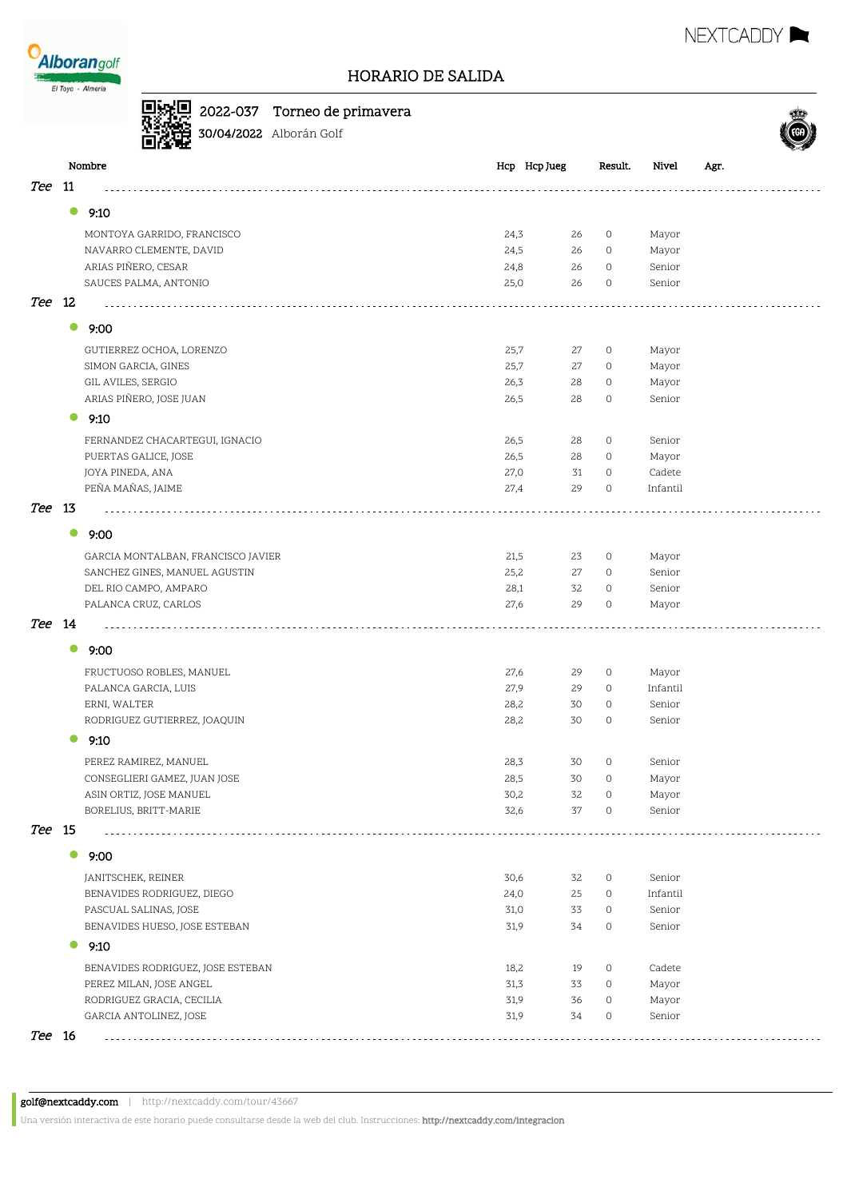# HORARIO DE SALIDA

**2022-037** Torneo de primavera
**30/04/2022** Alborán Golf

| Nombre | Hcp | Hcp Jueg | Result. | Nivel | Agr. |
|---|---|---|---|---|---|
| ***Tee 11*** | | | | | |
| **9:10** | | | | | |
| MONTOYA GARRIDO, FRANCISCO | 24,3 | 26 | 0 | Mayor | |
| NAVARRO CLEMENTE, DAVID | 24,5 | 26 | 0 | Mayor | |
| ARIAS PIÑERO, CESAR | 24,8 | 26 | 0 | Senior | |
| SAUCES PALMA, ANTONIO | 25,0 | 26 | 0 | Senior | |
| ***Tee 12*** | | | | | |
| **9:00** | | | | | |
| GUTIERREZ OCHOA, LORENZO | 25,7 | 27 | 0 | Mayor | |
| SIMON GARCIA, GINES | 25,7 | 27 | 0 | Mayor | |
| GIL AVILES, SERGIO | 26,3 | 28 | 0 | Mayor | |
| ARIAS PIÑERO, JOSE JUAN | 26,5 | 28 | 0 | Senior | |
| **9:10** | | | | | |
| FERNANDEZ CHACARTEGUI, IGNACIO | 26,5 | 28 | 0 | Senior | |
| PUERTAS GALICE, JOSE | 26,5 | 28 | 0 | Mayor | |
| JOYA PINEDA, ANA | 27,0 | 31 | 0 | Cadete | |
| PEÑA MAÑAS, JAIME | 27,4 | 29 | 0 | Infantil | |
| ***Tee 13*** | | | | | |
| **9:00** | | | | | |
| GARCIA MONTALBAN, FRANCISCO JAVIER | 21,5 | 23 | 0 | Mayor | |
| SANCHEZ GINES, MANUEL AGUSTIN | 25,2 | 27 | 0 | Senior | |
| DEL RIO CAMPO, AMPARO | 28,1 | 32 | 0 | Senior | |
| PALANCA CRUZ, CARLOS | 27,6 | 29 | 0 | Mayor | |
| ***Tee 14*** | | | | | |
| **9:00** | | | | | |
| FRUCTUOSO ROBLES, MANUEL | 27,6 | 29 | 0 | Mayor | |
| PALANCA GARCIA, LUIS | 27,9 | 29 | 0 | Infantil | |
| ERNI, WALTER | 28,2 | 30 | 0 | Senior | |
| RODRIGUEZ GUTIERREZ, JOAQUIN | 28,2 | 30 | 0 | Senior | |
| **9:10** | | | | | |
| PEREZ RAMIREZ, MANUEL | 28,3 | 30 | 0 | Senior | |
| CONSEGLIERI GAMEZ, JUAN JOSE | 28,5 | 30 | 0 | Mayor | |
| ASIN ORTIZ, JOSE MANUEL | 30,2 | 32 | 0 | Mayor | |
| BORELIUS, BRITT-MARIE | 32,6 | 37 | 0 | Senior | |
| ***Tee 15*** | | | | | |
| **9:00** | | | | | |
| JANITSCHEK, REINER | 30,6 | 32 | 0 | Senior | |
| BENAVIDES RODRIGUEZ, DIEGO | 24,0 | 25 | 0 | Infantil | |
| PASCUAL SALINAS, JOSE | 31,0 | 33 | 0 | Senior | |
| BENAVIDES HUESO, JOSE ESTEBAN | 31,9 | 34 | 0 | Senior | |
| **9:10** | | | | | |
| BENAVIDES RODRIGUEZ, JOSE ESTEBAN | 18,2 | 19 | 0 | Cadete | |
| PEREZ MILAN, JOSE ANGEL | 31,3 | 33 | 0 | Mayor | |
| RODRIGUEZ GRACIA, CECILIA | 31,9 | 36 | 0 | Mayor | |
| GARCIA ANTOLINEZ, JOSE | 31,9 | 34 | 0 | Senior | |
| ***Tee 16*** | | | | | |

golf@nextcaddy.com | http://nextcaddy.com/tour/43667

Una versión interactiva de este horario puede consultarse desde la web del club. Instrucciones: http://nextcaddy.com/integracion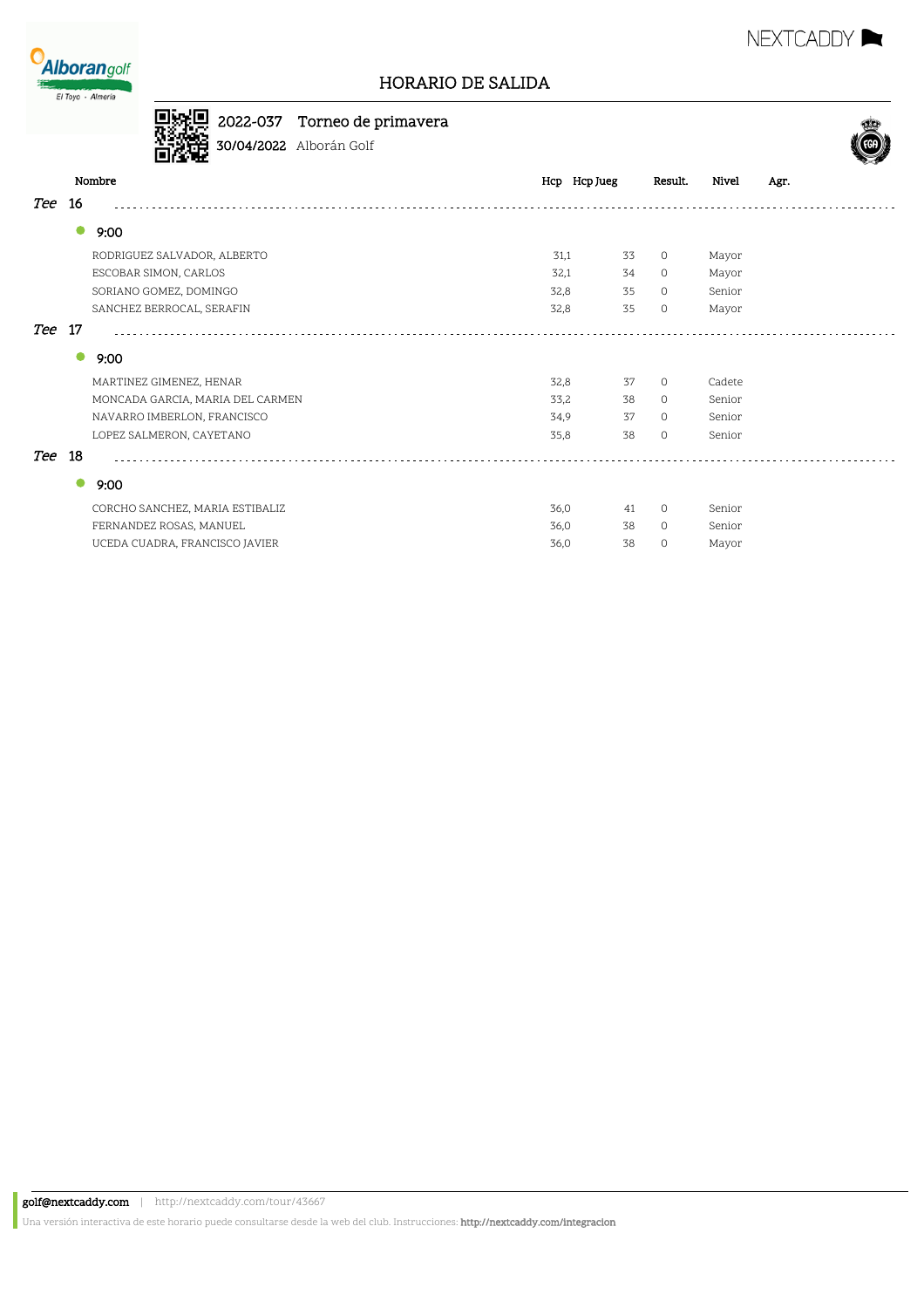NEXTCADDY

# HORARIO DE SALIDA

**2022-037** Torneo de primavera
**30/04/2022** Alborán Golf

| Nombre | Hcp | Hcp Jueg | Result. | Nivel | Agr. |
|---|---|---|---|---|---|
| ***Tee* 16** | | | | | |
| **9:00** | | | | | |
| RODRIGUEZ SALVADOR, ALBERTO | 31,1 | 33 | 0 | Mayor | |
| ESCOBAR SIMON, CARLOS | 32,1 | 34 | 0 | Mayor | |
| SORIANO GOMEZ, DOMINGO | 32,8 | 35 | 0 | Senior | |
| SANCHEZ BERROCAL, SERAFIN | 32,8 | 35 | 0 | Mayor | |
| ***Tee* 17** | | | | | |
| **9:00** | | | | | |
| MARTINEZ GIMENEZ, HENAR | 32,8 | 37 | 0 | Cadete | |
| MONCADA GARCIA, MARIA DEL CARMEN | 33,2 | 38 | 0 | Senior | |
| NAVARRO IMBERLON, FRANCISCO | 34,9 | 37 | 0 | Senior | |
| LOPEZ SALMERON, CAYETANO | 35,8 | 38 | 0 | Senior | |
| ***Tee* 18** | | | | | |
| **9:00** | | | | | |
| CORCHO SANCHEZ, MARIA ESTIBALIZ | 36,0 | 41 | 0 | Senior | |
| FERNANDEZ ROSAS, MANUEL | 36,0 | 38 | 0 | Senior | |
| UCEDA CUADRA, FRANCISCO JAVIER | 36,0 | 38 | 0 | Mayor | |

**golf@nextcaddy.com** | http://nextcaddy.com/tour/43667

Una versión interactiva de este horario puede consultarse desde la web del club. Instrucciones: **http://nextcaddy.com/integracion**